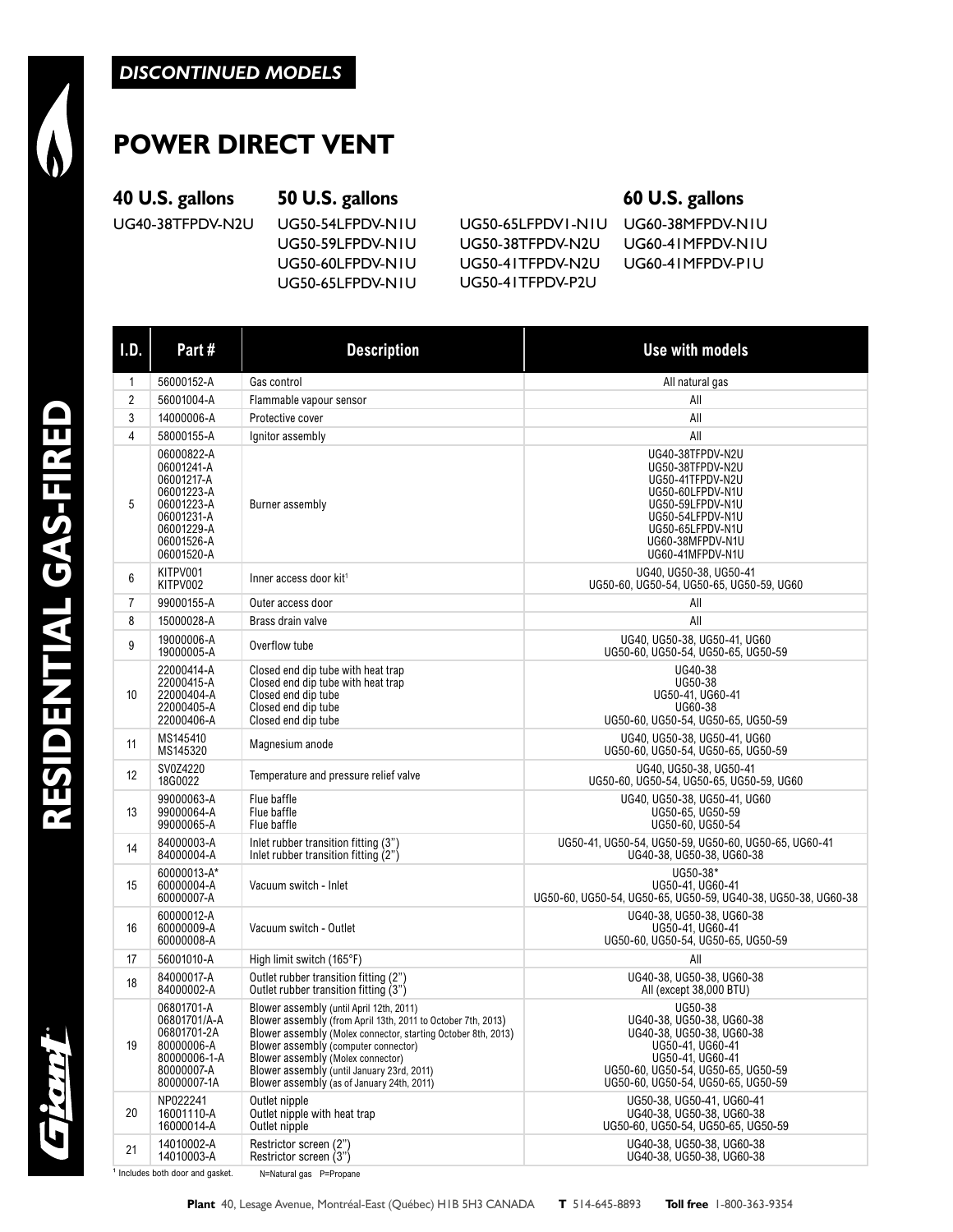*DISCONTINUED MODELS*

# POWER DIRECT VENT

**40 U.S. gallons**

UG40-38TFPDV-N2U

**50 U.S. gallons**

UG50-54LFPDV-N1U
UG50-59LFPDV-N1U
UG50-60LFPDV-N1U
UG50-65LFPDV-N1U
UG50-65LFPDV1-N1U
UG50-38TFPDV-N2U
UG50-41TFPDV-N2U
UG50-41TFPDV-P2U

**60 U.S. gallons**

UG60-38MFPDV-N1U
UG60-41MFPDV-N1U
UG60-41MFPDV-P1U

| I.D. | Part # | Description | Use with models |
|---|---|---|---|
| 1 | 56000152-A | Gas control | All natural gas |
| 2 | 56001004-A | Flammable vapour sensor | All |
| 3 | 14000006-A | Protective cover | All |
| 4 | 58000155-A | Ignitor assembly | All |
| 5 | 06000822-A<br>06001241-A<br>06001217-A<br>06001223-A<br>06001223-A<br>06001231-A<br>06001229-A<br>06001526-A<br>06001520-A | Burner assembly | UG40-38TFPDV-N2U<br>UG50-38TFPDV-N2U<br>UG50-41TFPDV-N2U<br>UG50-60LFPDV-N1U<br>UG50-59LFPDV-N1U<br>UG50-54LFPDV-N1U<br>UG50-65LFPDV-N1U<br>UG60-38MFPDV-N1U<br>UG60-41MFPDV-N1U |
| 6 | KITPV001<br>KITPV002 | Inner access door kit[1] | UG40, UG50-38, UG50-41<br>UG50-60, UG50-54, UG50-65, UG50-59, UG60 |
| 7 | 99000155-A | Outer access door | All |
| 8 | 15000028-A | Brass drain valve | All |
| 9 | 19000006-A<br>19000005-A | Overflow tube | UG40, UG50-38, UG50-41, UG60<br>UG50-60, UG50-54, UG50-65, UG50-59 |
| 10 | 22000414-A<br>22000415-A<br>22000404-A<br>22000405-A<br>22000406-A | Closed end dip tube with heat trap<br>Closed end dip tube with heat trap<br>Closed end dip tube<br>Closed end dip tube<br>Closed end dip tube | UG40-38<br>UG50-38<br>UG50-41, UG60-41<br>UG60-38<br>UG50-60, UG50-54, UG50-65, UG50-59 |
| 11 | MS145410<br>MS145320 | Magnesium anode | UG40, UG50-38, UG50-41, UG60<br>UG50-60, UG50-54, UG50-65, UG50-59 |
| 12 | SV0Z4220<br>18G0022 | Temperature and pressure relief valve | UG40, UG50-38, UG50-41<br>UG50-60, UG50-54, UG50-65, UG50-59, UG60 |
| 13 | 99000063-A<br>99000064-A<br>99000065-A | Flue baffle<br>Flue baffle<br>Flue baffle | UG40, UG50-38, UG50-41, UG60<br>UG50-65, UG50-59<br>UG50-60, UG50-54 |
| 14 | 84000003-A<br>84000004-A | Inlet rubber transition fitting (3")<br>Inlet rubber transition fitting (2") | UG50-41, UG50-54, UG50-59, UG50-60, UG50-65, UG60-41<br>UG40-38, UG50-38, UG60-38 |
| 15 | 60000013-A*<br>60000004-A<br>60000007-A | Vacuum switch - Inlet | UG50-38*<br>UG50-41, UG60-41<br>UG50-60, UG50-54, UG50-65, UG50-59, UG40-38, UG50-38, UG60-38 |
| 16 | 60000012-A<br>60000009-A<br>60000008-A | Vacuum switch - Outlet | UG40-38, UG50-38, UG60-38<br>UG50-41, UG60-41<br>UG50-60, UG50-54, UG50-65, UG50-59 |
| 17 | 56001010-A | High limit switch (165°F) | All |
| 18 | 84000017-A<br>84000002-A | Outlet rubber transition fitting (2")<br>Outlet rubber transition fitting (3") | UG40-38, UG50-38, UG60-38<br>All (except 38,000 BTU) |
| 19 | 06801701-A<br>06801701/A-A<br>06801701-2A<br>80000006-A<br>80000006-1-A<br>80000007-A<br>80000007-1A | Blower assembly (until April 12th, 2011)<br>Blower assembly (from April 13th, 2011 to October 7th, 2013)<br>Blower assembly (Molex connector, starting October 8th, 2013)<br>Blower assembly (computer connector)<br>Blower assembly (Molex connector)<br>Blower assembly (until January 23rd, 2011)<br>Blower assembly (as of January 24th, 2011) | UG50-38<br>UG40-38, UG50-38, UG60-38<br>UG40-38, UG50-38, UG60-38<br>UG50-41, UG60-41<br>UG50-41, UG60-41<br>UG50-60, UG50-54, UG50-65, UG50-59<br>UG50-60, UG50-54, UG50-65, UG50-59 |
| 20 | NP022241<br>16001110-A<br>16000014-A | Outlet nipple<br>Outlet nipple with heat trap<br>Outlet nipple | UG50-38, UG50-41, UG60-41<br>UG40-38, UG50-38, UG60-38<br>UG50-60, UG50-54, UG50-65, UG50-59 |
| 21 | 14010002-A<br>14010003-A | Restrictor screen (2")<br>Restrictor screen (3") | UG40-38, UG50-38, UG60-38<br>UG40-38, UG50-38, UG60-38 |

[1] Includes both door and gasket. N=Natural gas P=Propane

**Plant** 40, Lesage Avenue, Montréal-East (Québec) H1B 5H3 CANADA **T** 514-645-8893 **Toll free** 1-800-363-9354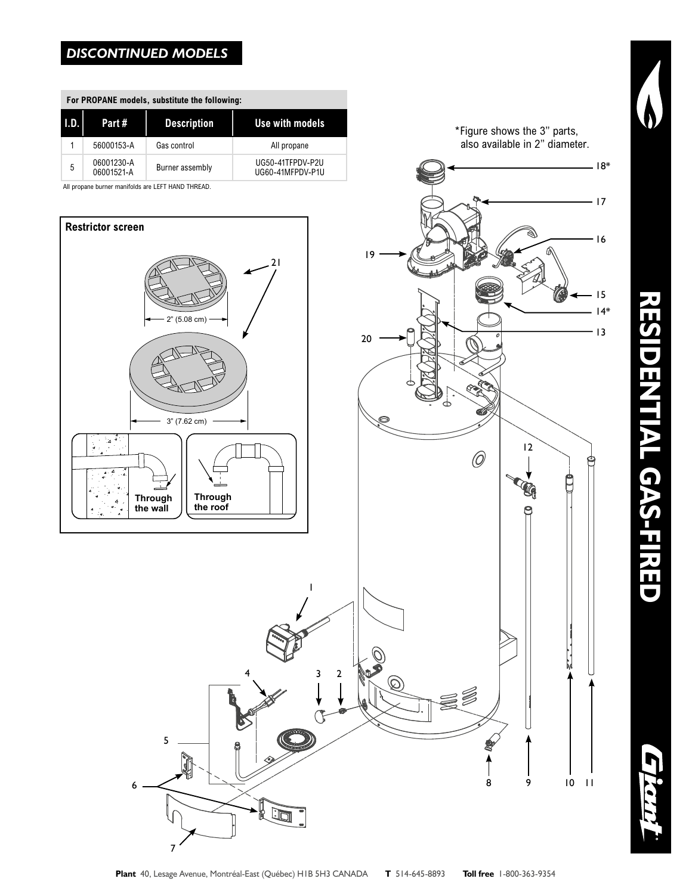## DISCONTINUED MODELS

**For PROPANE models, substitute the following:**

| I.D. | Part # | Description | Use with models |
|---|---|---|---|
| 1 | 56000153-A | Gas control | All propane |
| 5 | 06001230-A<br>06001521-A | Burner assembly | UG50-41TFPDV-P2U<br>UG60-41MFPDV-P1U |

All propane burner manifolds are LEFT HAND THREAD.

**Restrictor screen**

21

2" (5.08 cm)

3" (7.62 cm)

Through the wall

Through the roof

*Figure shows the 3" parts, also available in 2" diameter.

18*
17
16
15
14*
13
12
19
20
1
2
3
4
5
6
7
8
9
10
11

RESIDENTIAL GAS-FIRED

Giant

**Plant** 40, Lesage Avenue, Montréal-East (Québec) H1B 5H3 CANADA **T** 514-645-8893 **Toll free** 1-800-363-9354